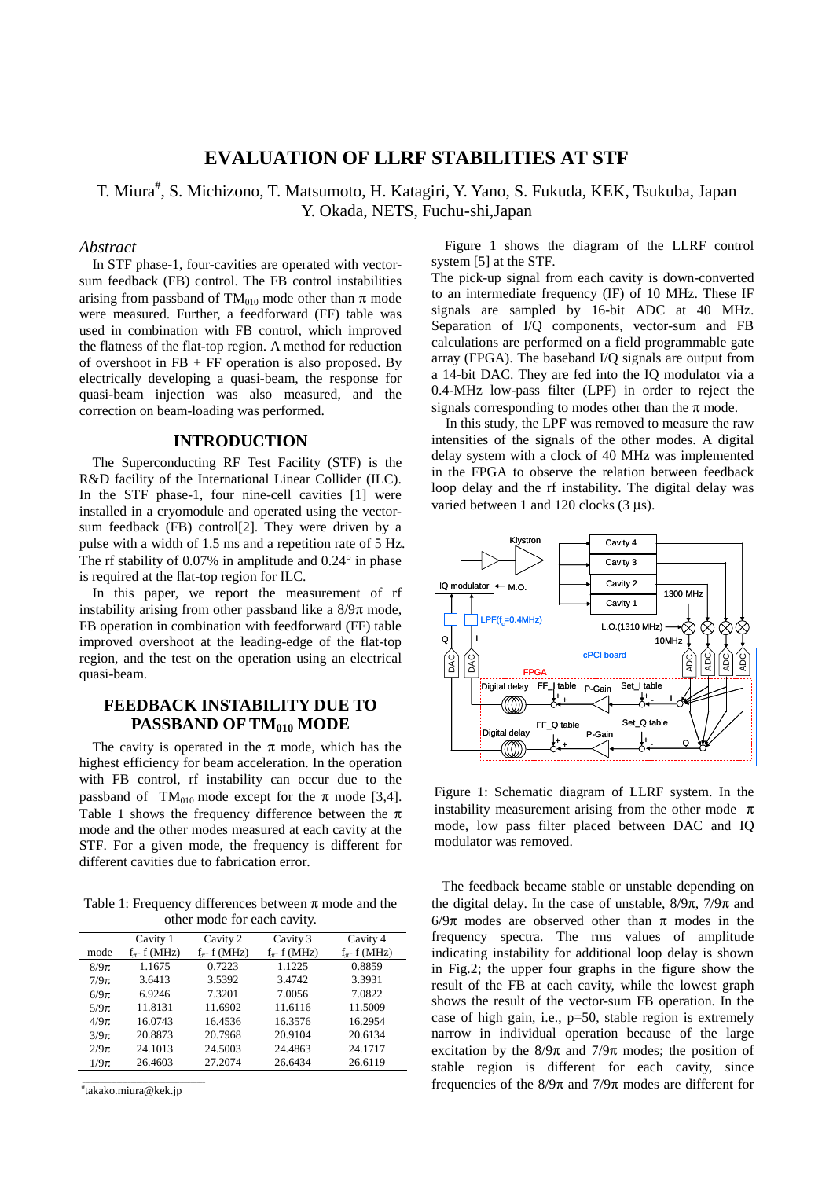# EVALUATION OF LLRF STABILITIES AT STF

T. Miura[#], S. Michizono, T. Matsumoto, H. Katagiri, Y. Yano, S. Fukuda, KEK, Tsukuba, Japan
Y. Okada, NETS, Fuchu-shi,Japan

## *Abstract*

In STF phase-1, four-cavities are operated with vector-sum feedback (FB) control. The FB control instabilities arising from passband of $TM_{010}$ mode other than $\pi$ mode were measured. Further, a feedforward (FF) table was used in combination with FB control, which improved the flatness of the flat-top region. A method for reduction of overshoot in FB + FF operation is also proposed. By electrically developing a quasi-beam, the response for quasi-beam injection was also measured, and the correction on beam-loading was performed.

## INTRODUCTION

The Superconducting RF Test Facility (STF) is the R&D facility of the International Linear Collider (ILC). In the STF phase-1, four nine-cell cavities [1] were installed in a cryomodule and operated using the vector-sum feedback (FB) control[2]. They were driven by a pulse with a width of 1.5 ms and a repetition rate of 5 Hz. The rf stability of 0.07% in amplitude and 0.24° in phase is required at the flat-top region for ILC.

In this paper, we report the measurement of rf instability arising from other passband like a $8/9\pi$ mode, FB operation in combination with feedforward (FF) table improved overshoot at the leading-edge of the flat-top region, and the test on the operation using an electrical quasi-beam.

## FEEDBACK INSTABILITY DUE TO PASSBAND OF $TM_{010}$ MODE

The cavity is operated in the $\pi$ mode, which has the highest efficiency for beam acceleration. In the operation with FB control, rf instability can occur due to the passband of $TM_{010}$ mode except for the $\pi$ mode [3,4]. Table 1 shows the frequency difference between the $\pi$ mode and the other modes measured at each cavity at the STF. For a given mode, the frequency is different for different cavities due to fabrication error.

Table 1: Frequency differences between $\pi$ mode and the other mode for each cavity.

| mode | Cavity 1 $f_\pi$- f (MHz) | Cavity 2 $f_\pi$- f (MHz) | Cavity 3 $f_\pi$- f (MHz) | Cavity 4 $f_\pi$- f (MHz) |
|---|---|---|---|---|
| $8/9\pi$ | 1.1675 | 0.7223 | 1.1225 | 0.8859 |
| $7/9\pi$ | 3.6413 | 3.5392 | 3.4742 | 3.3931 |
| $6/9\pi$ | 6.9246 | 7.3201 | 7.0056 | 7.0822 |
| $5/9\pi$ | 11.8131 | 11.6902 | 11.6116 | 11.5009 |
| $4/9\pi$ | 16.0743 | 16.4536 | 16.3576 | 16.2954 |
| $3/9\pi$ | 20.8873 | 20.7968 | 20.9104 | 20.6134 |
| $2/9\pi$ | 24.1013 | 24.5003 | 24.4863 | 24.1717 |
| $1/9\pi$ | 26.4603 | 27.2074 | 26.6434 | 26.6119 |

[#]takako.miura@kek.jp

Figure 1 shows the diagram of the LLRF control system [5] at the STF.

The pick-up signal from each cavity is down-converted to an intermediate frequency (IF) of 10 MHz. These IF signals are sampled by 16-bit ADC at 40 MHz. Separation of I/Q components, vector-sum and FB calculations are performed on a field programmable gate array (FPGA). The baseband I/Q signals are output from a 14-bit DAC. They are fed into the IQ modulator via a 0.4-MHz low-pass filter (LPF) in order to reject the signals corresponding to modes other than the $\pi$ mode.

In this study, the LPF was removed to measure the raw intensities of the signals of the other modes. A digital delay system with a clock of 40 MHz was implemented in the FPGA to observe the relation between feedback loop delay and the rf instability. The digital delay was varied between 1 and 120 clocks (3 μs).

Figure 1: Schematic diagram of LLRF system. In the instability measurement arising from the other mode $\pi$ mode, low pass filter placed between DAC and IQ modulator was removed.

The feedback became stable or unstable depending on the digital delay. In the case of unstable, $8/9\pi$, $7/9\pi$ and $6/9\pi$ modes are observed other than $\pi$ modes in the frequency spectra. The rms values of amplitude indicating instability for additional loop delay is shown in Fig.2; the upper four graphs in the figure show the result of the FB at each cavity, while the lowest graph shows the result of the vector-sum FB operation. In the case of high gain, i.e., p=50, stable region is extremely narrow in individual operation because of the large excitation by the $8/9\pi$ and $7/9\pi$ modes; the position of stable region is different for each cavity, since frequencies of the $8/9\pi$ and $7/9\pi$ modes are different for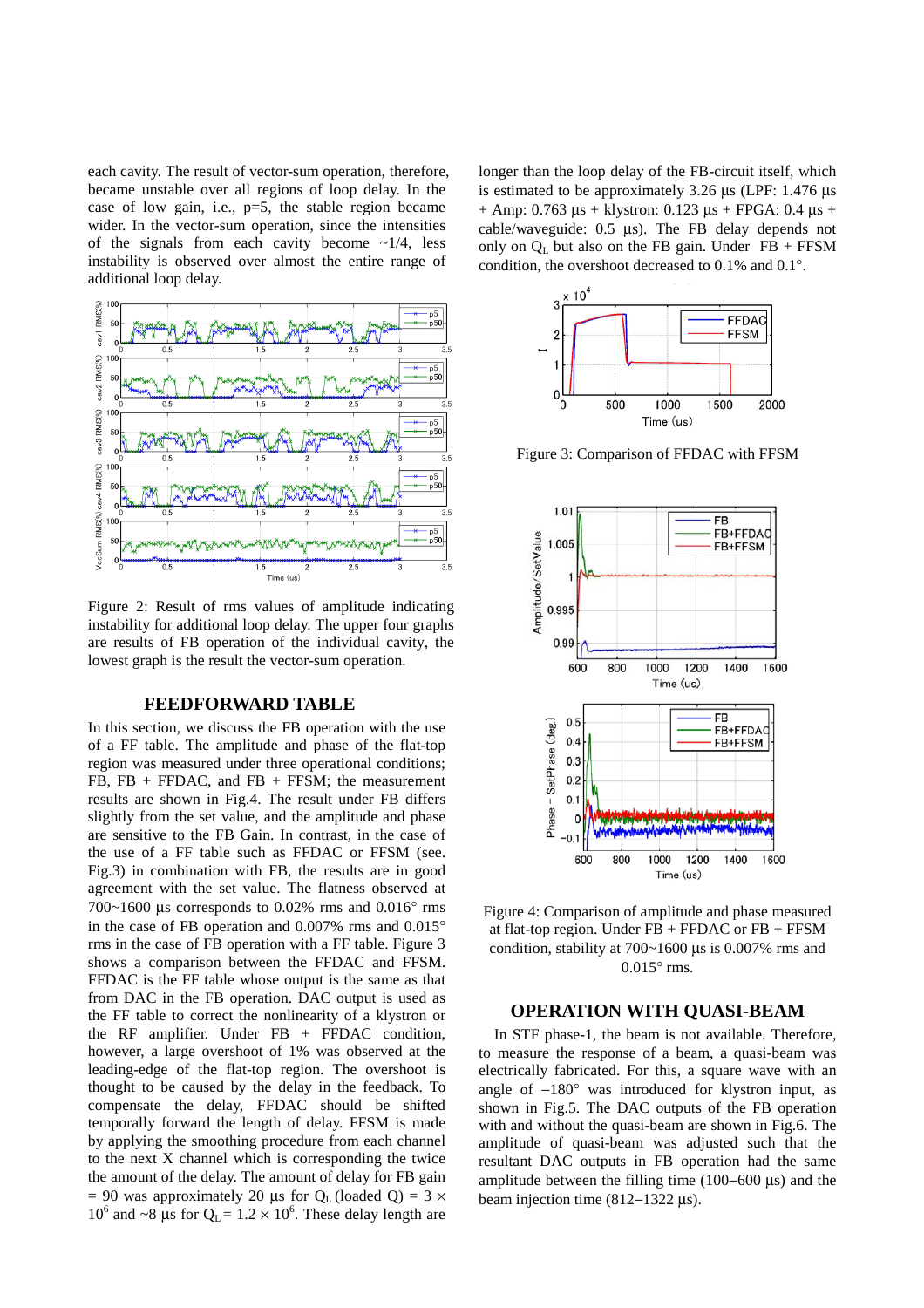each cavity. The result of vector-sum operation, therefore, became unstable over all regions of loop delay. In the case of low gain, i.e., p=5, the stable region became wider. In the vector-sum operation, since the intensities of the signals from each cavity become ~1/4, less instability is observed over almost the entire range of additional loop delay.

Figure 2: Result of rms values of amplitude indicating instability for additional loop delay. The upper four graphs are results of FB operation of the individual cavity, the lowest graph is the result the vector-sum operation.

## FEEDFORWARD TABLE

In this section, we discuss the FB operation with the use of a FF table. The amplitude and phase of the flat-top region was measured under three operational conditions; FB, FB + FFDAC, and FB + FFSM; the measurement results are shown in Fig.4. The result under FB differs slightly from the set value, and the amplitude and phase are sensitive to the FB Gain. In contrast, in the case of the use of a FF table such as FFDAC or FFSM (see. Fig.3) in combination with FB, the results are in good agreement with the set value. The flatness observed at 700~1600 μs corresponds to 0.02% rms and 0.016° rms in the case of FB operation and 0.007% rms and 0.015° rms in the case of FB operation with a FF table. Figure 3 shows a comparison between the FFDAC and FFSM. FFDAC is the FF table whose output is the same as that from DAC in the FB operation. DAC output is used as the FF table to correct the nonlinearity of a klystron or the RF amplifier. Under FB + FFDAC condition, however, a large overshoot of 1% was observed at the leading-edge of the flat-top region. The overshoot is thought to be caused by the delay in the feedback. To compensate the delay, FFDAC should be shifted temporally forward the length of delay. FFSM is made by applying the smoothing procedure from each channel to the next X channel which is corresponding the twice the amount of the delay. The amount of delay for FB gain = 90 was approximately 20 μs for $Q_L$ (loaded Q) = $3 \times 10^6$ and ~8 μs for $Q_L = 1.2 \times 10^6$. These delay length are longer than the loop delay of the FB-circuit itself, which is estimated to be approximately 3.26 μs (LPF: 1.476 μs + Amp: 0.763 μs + klystron: 0.123 μs + FPGA: 0.4 μs + cable/waveguide: 0.5 μs). The FB delay depends not only on $Q_L$ but also on the FB gain. Under FB + FFSM condition, the overshoot decreased to 0.1% and 0.1°.

Figure 3: Comparison of FFDAC with FFSM

Figure 4: Comparison of amplitude and phase measured at flat-top region. Under FB + FFDAC or FB + FFSM condition, stability at 700~1600 μs is 0.007% rms and 0.015° rms.

## OPERATION WITH QUASI-BEAM

In STF phase-1, the beam is not available. Therefore, to measure the response of a beam, a quasi-beam was electrically fabricated. For this, a square wave with an angle of −180° was introduced for klystron input, as shown in Fig.5. The DAC outputs of the FB operation with and without the quasi-beam are shown in Fig.6. The amplitude of quasi-beam was adjusted such that the resultant DAC outputs in FB operation had the same amplitude between the filling time (100–600 μs) and the beam injection time (812–1322 μs).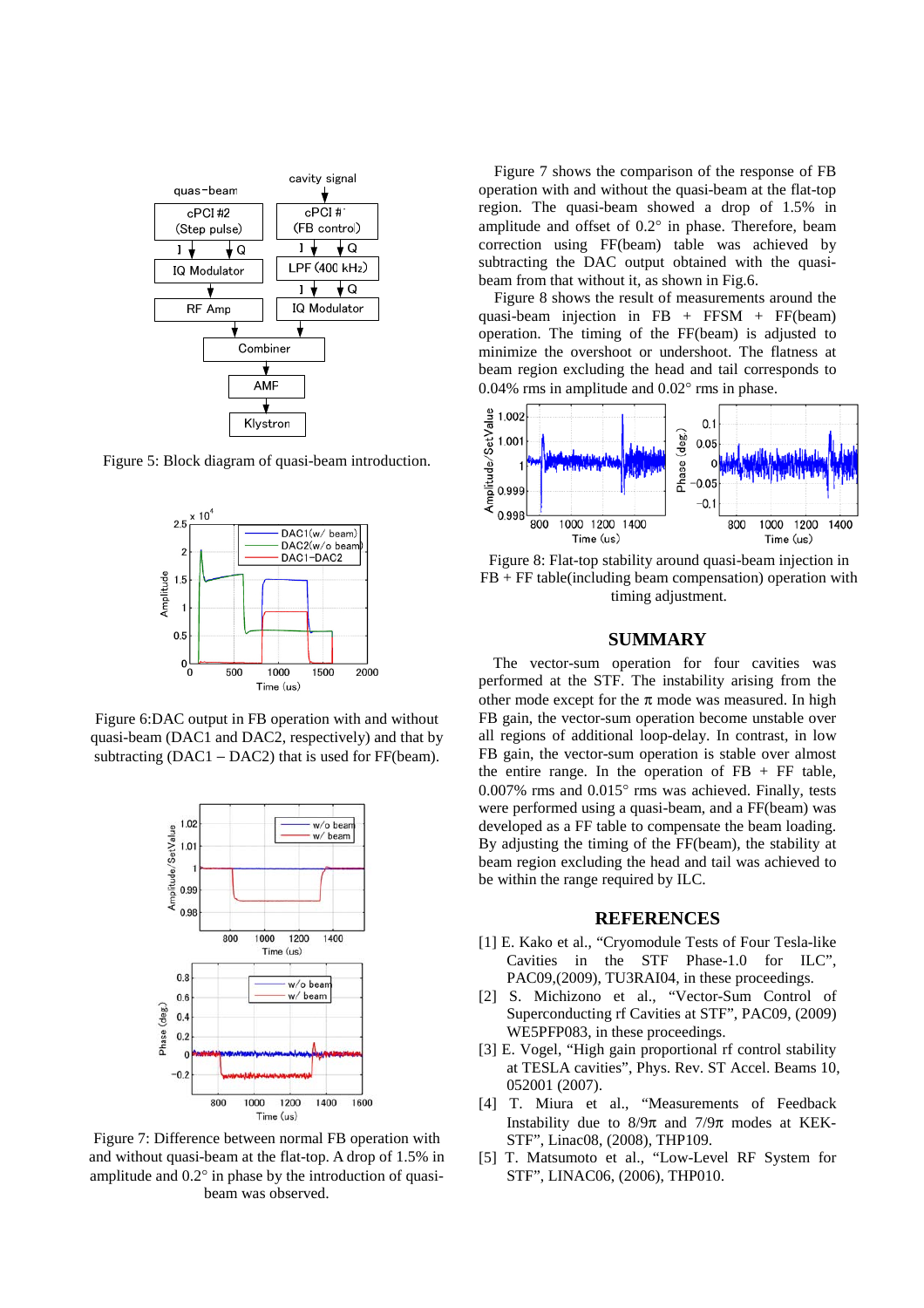quas-beam

cavity signal

cPCI #2
(Step pulse)

cPCI #1
(FB control)

I Q

IQ Modulator

LPF (400 kHz)

I Q

RF Amp

IQ Modulator

Combiner

AMP

Klystron

Figure 5: Block diagram of quasi-beam introduction.

x 10^4

DAC1(w/ beam)
DAC2(w/o beam)
DAC1−DAC2

Amplitude

Time (us)

Figure 6:DAC output in FB operation with and without quasi-beam (DAC1 and DAC2, respectively) and that by subtracting (DAC1 − DAC2) that is used for FF(beam).

w/o beam
w/ beam

Amplitude/SetValue

Time (us)

Phase (deg)

Time (us)

Figure 7: Difference between normal FB operation with and without quasi-beam at the flat-top. A drop of 1.5% in amplitude and 0.2° in phase by the introduction of quasi-beam was observed.

Figure 7 shows the comparison of the response of FB operation with and without the quasi-beam at the flat-top region. The quasi-beam showed a drop of 1.5% in amplitude and offset of 0.2° in phase. Therefore, beam correction using FF(beam) table was achieved by subtracting the DAC output obtained with the quasi-beam from that without it, as shown in Fig.6.

Figure 8 shows the result of measurements around the quasi-beam injection in FB + FFSM + FF(beam) operation. The timing of the FF(beam) is adjusted to minimize the overshoot or undershoot. The flatness at beam region excluding the head and tail corresponds to 0.04% rms in amplitude and 0.02° rms in phase.

Amplitude/SetValue

Time (us)

Phase (deg)

Time (us)

Figure 8: Flat-top stability around quasi-beam injection in FB + FF table(including beam compensation) operation with timing adjustment.

## SUMMARY

The vector-sum operation for four cavities was performed at the STF. The instability arising from the other mode except for the π mode was measured. In high FB gain, the vector-sum operation become unstable over all regions of additional loop-delay. In contrast, in low FB gain, the vector-sum operation is stable over almost the entire range. In the operation of FB + FF table, 0.007% rms and 0.015° rms was achieved. Finally, tests were performed using a quasi-beam, and a FF(beam) was developed as a FF table to compensate the beam loading. By adjusting the timing of the FF(beam), the stability at beam region excluding the head and tail was achieved to be within the range required by ILC.

## REFERENCES

[1] E. Kako et al., "Cryomodule Tests of Four Tesla-like Cavities in the STF Phase-1.0 for ILC", PAC09,(2009), TU3RAI04, in these proceedings.

[2] S. Michizono et al., "Vector-Sum Control of Superconducting rf Cavities at STF", PAC09, (2009) WE5PFP083, in these proceedings.

[3] E. Vogel, "High gain proportional rf control stability at TESLA cavities", Phys. Rev. ST Accel. Beams 10, 052001 (2007).

[4] T. Miura et al., "Measurements of Feedback Instability due to 8/9π and 7/9π modes at KEK-STF", Linac08, (2008), THP109.

[5] T. Matsumoto et al., "Low-Level RF System for STF", LINAC06, (2006), THP010.